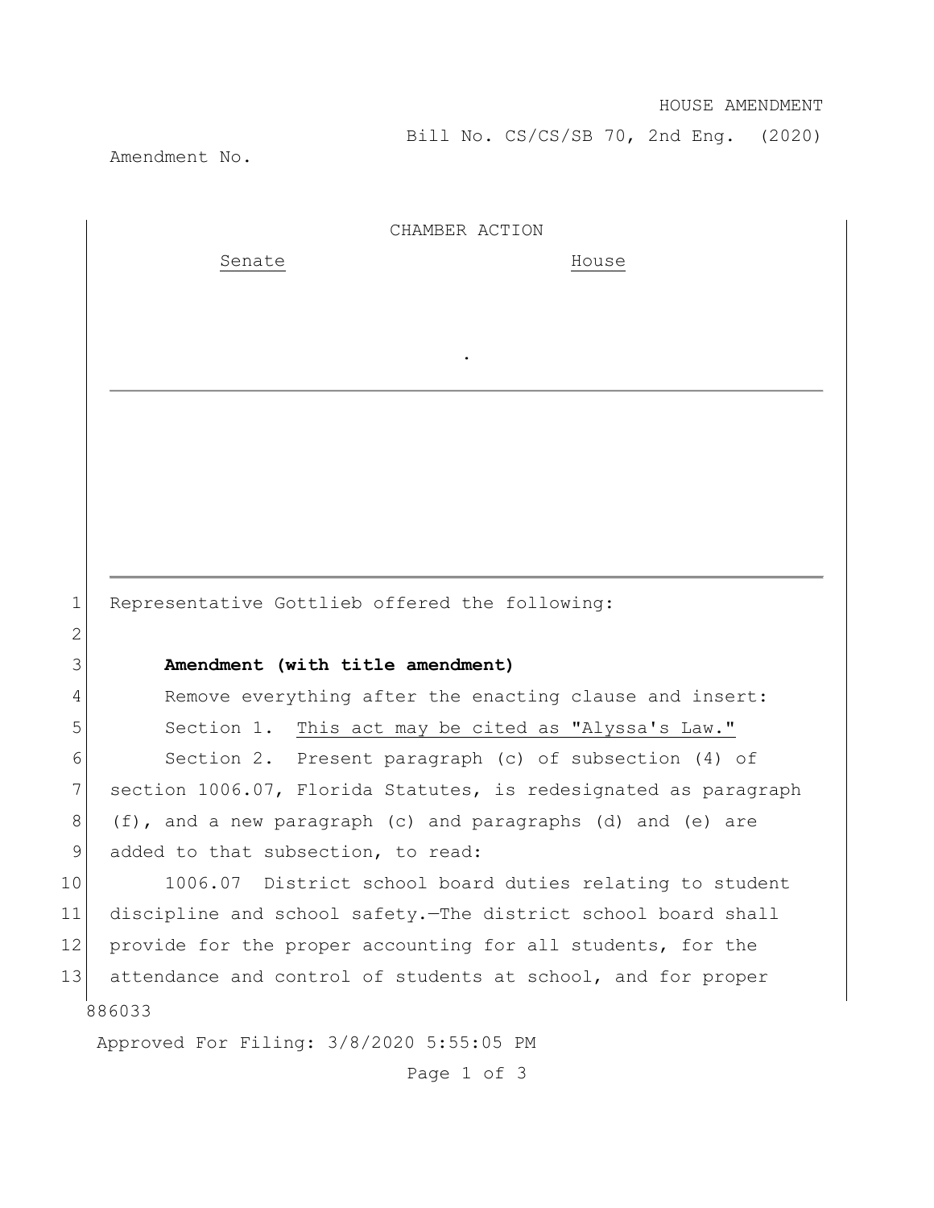HOUSE AMENDMENT

Bill No. CS/CS/SB 70, 2nd Eng. (2020)

Amendment No.

CHAMBER ACTION

Senate | House

.

Representative Gottlieb offered the following:

**Amendment (with title amendment)**

Remove everything after the enacting clause and insert:

Section 1. This act may be cited as "Alyssa's Law."

Section 2. Present paragraph (c) of subsection (4) of section 1006.07, Florida Statutes, is redesignated as paragraph (f), and a new paragraph (c) and paragraphs (d) and (e) are added to that subsection, to read:

1006.07 District school board duties relating to student discipline and school safety.—The district school board shall provide for the proper accounting for all students, for the attendance and control of students at school, and for proper

886033

Approved For Filing: 3/8/2020 5:55:05 PM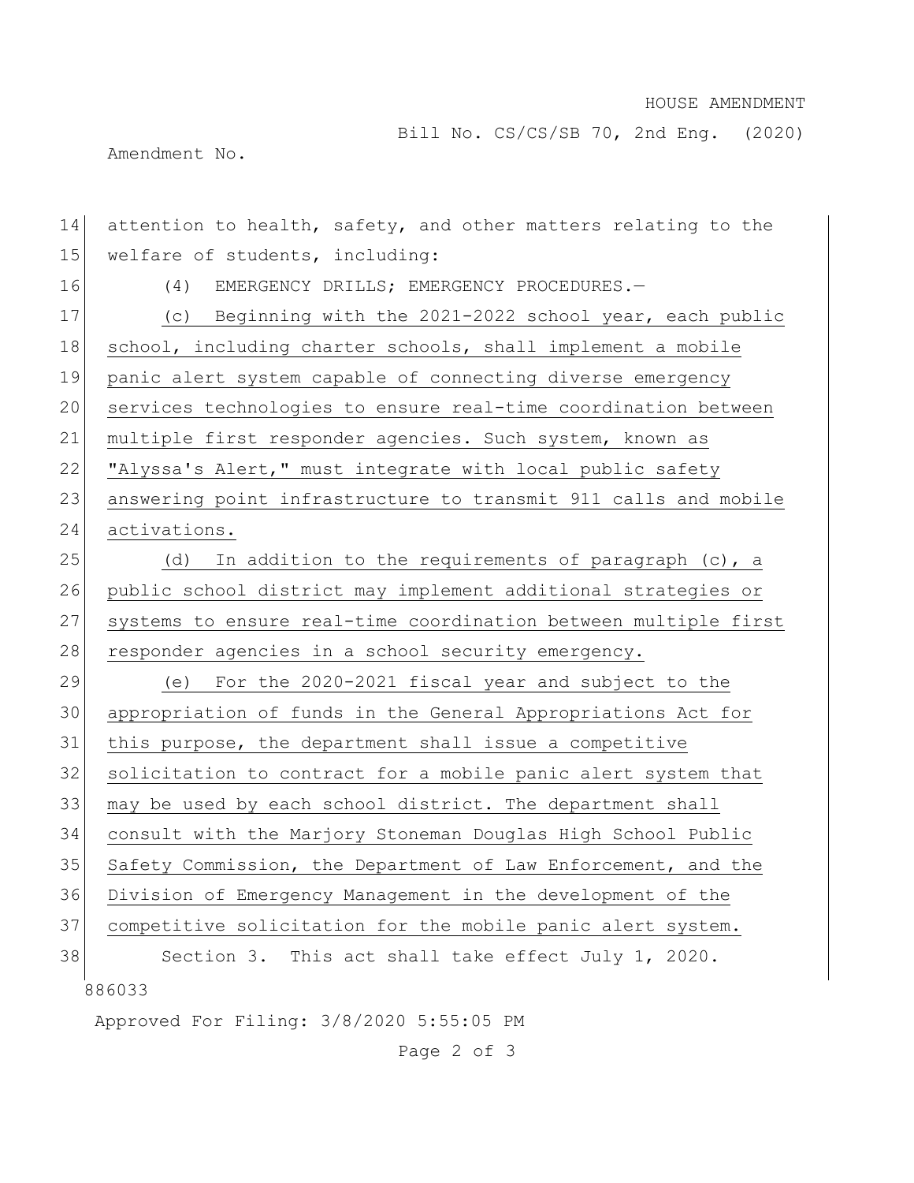attention to health, safety, and other matters relating to the welfare of students, including:

(4) EMERGENCY DRILLS; EMERGENCY PROCEDURES.—

(c) Beginning with the 2021-2022 school year, each public school, including charter schools, shall implement a mobile panic alert system capable of connecting diverse emergency services technologies to ensure real-time coordination between multiple first responder agencies. Such system, known as "Alyssa's Alert," must integrate with local public safety answering point infrastructure to transmit 911 calls and mobile activations.

(d) In addition to the requirements of paragraph (c), a public school district may implement additional strategies or systems to ensure real-time coordination between multiple first responder agencies in a school security emergency.

(e) For the 2020-2021 fiscal year and subject to the appropriation of funds in the General Appropriations Act for this purpose, the department shall issue a competitive solicitation to contract for a mobile panic alert system that may be used by each school district. The department shall consult with the Marjory Stoneman Douglas High School Public Safety Commission, the Department of Law Enforcement, and the Division of Emergency Management in the development of the competitive solicitation for the mobile panic alert system.

Section 3. This act shall take effect July 1, 2020.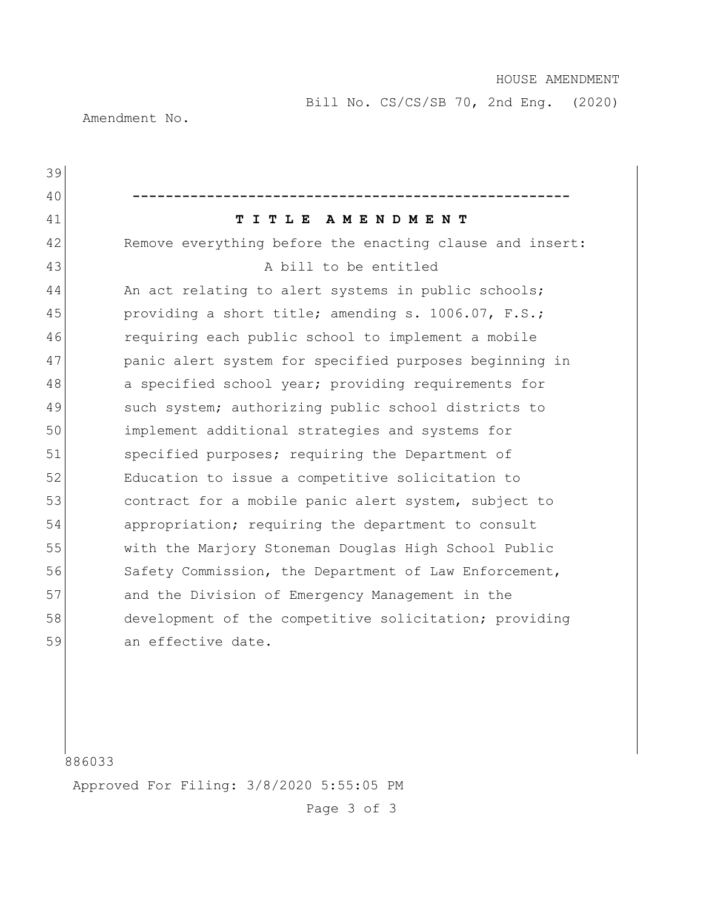---

**T I T L E   A M E N D M E N T**

Remove everything before the enacting clause and insert:

A bill to be entitled

An act relating to alert systems in public schools; providing a short title; amending s. 1006.07, F.S.; requiring each public school to implement a mobile panic alert system for specified purposes beginning in a specified school year; providing requirements for such system; authorizing public school districts to implement additional strategies and systems for specified purposes; requiring the Department of Education to issue a competitive solicitation to contract for a mobile panic alert system, subject to appropriation; requiring the department to consult with the Marjory Stoneman Douglas High School Public Safety Commission, the Department of Law Enforcement, and the Division of Emergency Management in the development of the competitive solicitation; providing an effective date.